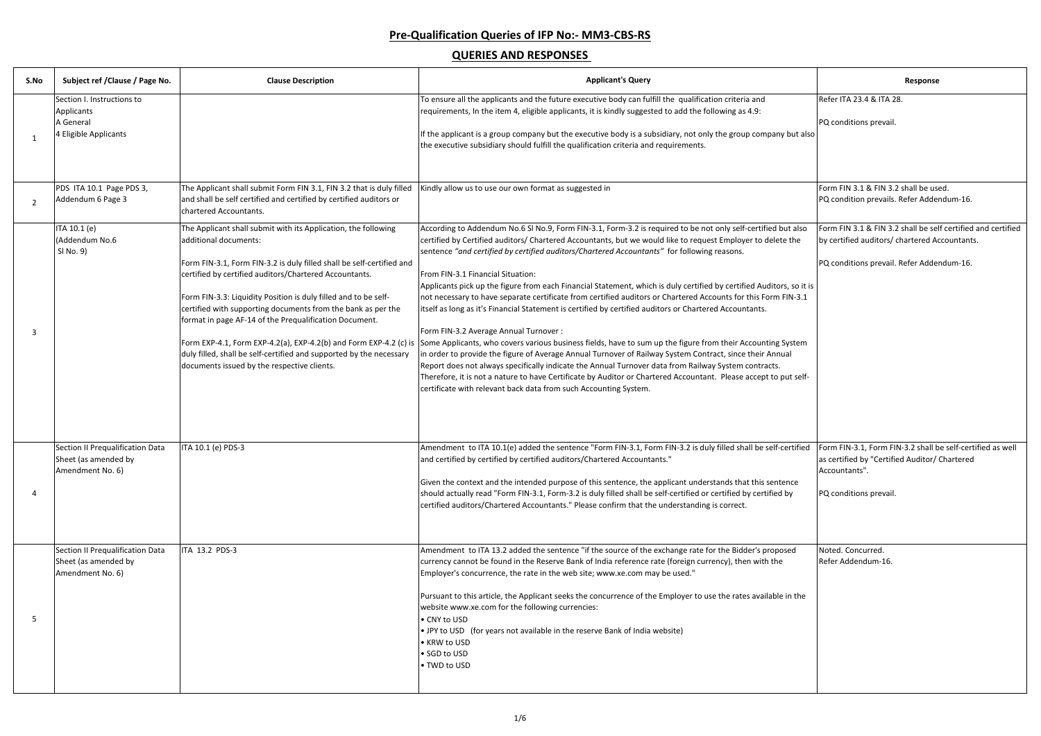# Pre-Qualification Queries of IFP No:- MM3-CBS-RS

## QUERIES AND RESPONSES

| S.No | Subject ref /Clause / Page No. | Clause Description | Applicant's Query | Response |
|---|---|---|---|---|
| 1 | Section I. Instructions to Applicants<br>A General<br>4 Eligible Applicants | | To ensure all the applicants and the future executive body can fulfill the qualification criteria and requirements, In the item 4, eligible applicants, it is kindly suggested to add the following as 4.9:<br><br>If the applicant is a group company but the executive body is a subsidiary, not only the group company but also the executive subsidiary should fulfill the qualification criteria and requirements. | Refer ITA 23.4 & ITA 28.<br><br>PQ conditions prevail. |
| 2 | PDS ITA 10.1 Page PDS 3, Addendum 6 Page 3 | The Applicant shall submit Form FIN 3.1, FIN 3.2 that is duly filled and shall be self certified and certified by certified auditors or chartered Accountants. | Kindly allow us to use our own format as suggested in | Form FIN 3.1 & FIN 3.2 shall be used.<br>PQ condition prevails. Refer Addendum-16. |
| 3 | ITA 10.1 (e)<br>(Addendum No.6<br>Sl No. 9) | The Applicant shall submit with its Application, the following additional documents:<br><br>Form FIN-3.1, Form FIN-3.2 is duly filled shall be self-certified and certified by certified auditors/Chartered Accountants.<br><br>Form FIN-3.3: Liquidity Position is duly filled and to be self-certified with supporting documents from the bank as per the format in page AF-14 of the Prequalification Document.<br><br>Form EXP-4.1, Form EXP-4.2(a), EXP-4.2(b) and Form EXP-4.2 (c) is duly filled, shall be self-certified and supported by the necessary documents issued by the respective clients. | According to Addendum No.6 Sl No.9, Form FIN-3.1, Form-3.2 is required to be not only self-certified but also certified by Certified auditors/ Chartered Accountants, but we would like to request Employer to delete the sentence *"and certified by certified auditors/Chartered Accountants"* for following reasons.<br><br>From FIN-3.1 Financial Situation:<br>Applicants pick up the figure from each Financial Statement, which is duly certified by certified Auditors, so it is not necessary to have separate certificate from certified auditors or Chartered Accounts for this Form FIN-3.1 itself as long as it's Financial Statement is certified by certified auditors or Chartered Accountants.<br><br>Form FIN-3.2 Average Annual Turnover :<br>Some Applicants, who covers various business fields, have to sum up the figure from their Accounting System in order to provide the figure of Average Annual Turnover of Railway System Contract, since their Annual Report does not always specifically indicate the Annual Turnover data from Railway System contracts. Therefore, it is not a nature to have Certificate by Auditor or Chartered Accountant. Please accept to put self-certificate with relevant back data from such Accounting System. | Form FIN 3.1 & FIN 3.2 shall be self certified and certified by certified auditors/ chartered Accountants.<br><br>PQ conditions prevail. Refer Addendum-16. |
| 4 | Section II Prequalification Data Sheet (as amended by Amendment No. 6) | ITA 10.1 (e) PDS-3 | Amendment to ITA 10.1(e) added the sentence "Form FIN-3.1, Form FIN-3.2 is duly filled shall be self-certified and certified by certified by certified auditors/Chartered Accountants."<br><br>Given the context and the intended purpose of this sentence, the applicant understands that this sentence should actually read "Form FIN-3.1, Form-3.2 is duly filled shall be self-certified or certified by certified by certified auditors/Chartered Accountants." Please confirm that the understanding is correct. | Form FIN-3.1, Form FIN-3.2 shall be self-certified as well as certified by "Certified Auditor/ Chartered Accountants".<br><br>PQ conditions prevail. |
| 5 | Section II Prequalification Data Sheet (as amended by Amendment No. 6) | ITA 13.2 PDS-3 | Amendment to ITA 13.2 added the sentence "if the source of the exchange rate for the Bidder's proposed currency cannot be found in the Reserve Bank of India reference rate (foreign currency), then with the Employer's concurrence, the rate in the web site; www.xe.com may be used."<br><br>Pursuant to this article, the Applicant seeks the concurrence of the Employer to use the rates available in the website www.xe.com for the following currencies:<br>• CNY to USD<br>• JPY to USD (for years not available in the reserve Bank of India website)<br>• KRW to USD<br>• SGD to USD<br>• TWD to USD | Noted. Concurred.<br>Refer Addendum-16. |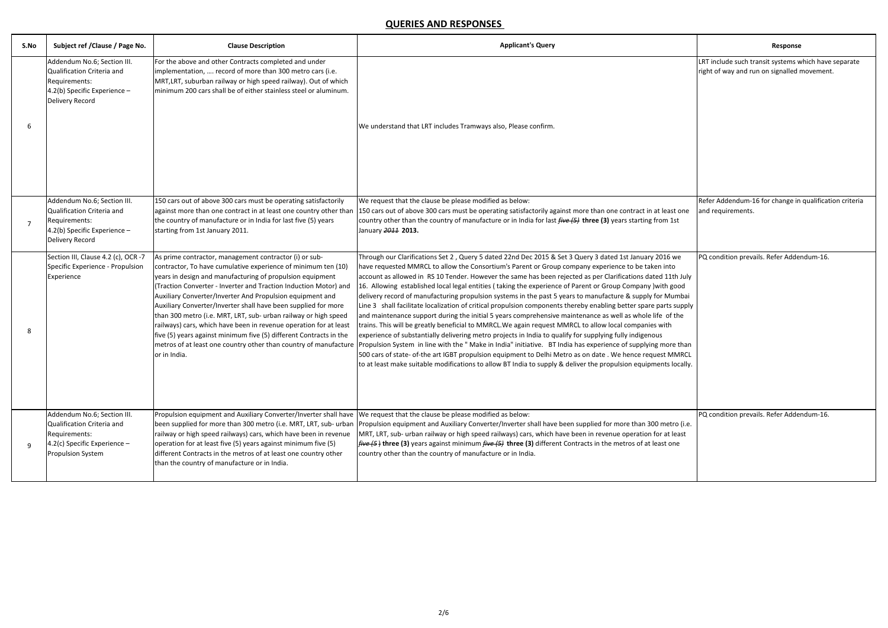## QUERIES AND RESPONSES

| S.No | Subject ref /Clause / Page No. | Clause Description | Applicant's Query | Response |
|---|---|---|---|---|
| 6 | Addendum No.6; Section III. Qualification Criteria and Requirements: 4.2(b) Specific Experience – Delivery Record | For the above and other Contracts completed and under implementation, …. record of more than 300 metro cars (i.e. MRT,LRT, suburban railway or high speed railway). Out of which minimum 200 cars shall be of either stainless steel or aluminum. | We understand that LRT includes Tramways also, Please confirm. | LRT include such transit systems which have separate right of way and run on signalled movement. |
| 7 | Addendum No.6; Section III. Qualification Criteria and Requirements: 4.2(b) Specific Experience – Delivery Record | 150 cars out of above 300 cars must be operating satisfactorily against more than one contract in at least one country other than the country of manufacture or in India for last five (5) years starting from 1st January 2011. | We request that the clause be please modified as below:<br>150 cars out of above 300 cars must be operating satisfactorily against more than one contract in at least one country other than the country of manufacture or in India for last ~~five (5)~~ **three (3)** years starting from 1st January ~~2011~~ **2013.** | Refer Addendum-16 for change in qualification criteria and requirements. |
| 8 | Section III, Clause 4.2 (c), OCR -7 Specific Experience - Propulsion Experience | As prime contractor, management contractor (i) or sub-contractor, To have cumulative experience of minimum ten (10) years in design and manufacturing of propulsion equipment (Traction Converter - Inverter and Traction Induction Motor) and Auxiliary Converter/Inverter And Propulsion equipment and Auxiliary Converter/Inverter shall have been supplied for more than 300 metro (i.e. MRT, LRT, sub- urban railway or high speed railways) cars, which have been in revenue operation for at least five (5) years against minimum five (5) different Contracts in the metros of at least one country other than country of manufacture or in India. | Through our Clarifications Set 2 , Query 5 dated 22nd Dec 2015 & Set 3 Query 3 dated 1st January 2016 we have requested MMRCL to allow the Consortium's Parent or Group company experience to be taken into account as allowed in RS 10 Tender. However the same has been rejected as per Clarifications dated 11th July 16. Allowing established local legal entities ( taking the experience of Parent or Group Company )with good delivery record of manufacturing propulsion systems in the past 5 years to manufacture & supply for Mumbai Line 3 shall facilitate localization of critical propulsion components thereby enabling better spare parts supply and maintenance support during the initial 5 years comprehensive maintenance as well as whole life of the trains. This will be greatly beneficial to MMRCL.We again request MMRCL to allow local companies with experience of substantially delivering metro projects in India to qualify for supplying fully indigenous Propulsion System in line with the " Make in India" initiative. BT India has experience of supplying more than 500 cars of state- of-the art IGBT propulsion equipment to Delhi Metro as on date . We hence request MMRCL to at least make suitable modifications to allow BT India to supply & deliver the propulsion equipments locally. | PQ condition prevails. Refer Addendum-16. |
| 9 | Addendum No.6; Section III. Qualification Criteria and Requirements: 4.2(c) Specific Experience – Propulsion System | Propulsion equipment and Auxiliary Converter/Inverter shall have been supplied for more than 300 metro (i.e. MRT, LRT, sub- urban railway or high speed railways) cars, which have been in revenue operation for at least five (5) years against minimum five (5) different Contracts in the metros of at least one country other than the country of manufacture or in India. | We request that the clause be please modified as below:<br>Propulsion equipment and Auxiliary Converter/Inverter shall have been supplied for more than 300 metro (i.e. MRT, LRT, sub- urban railway or high speed railways) cars, which have been in revenue operation for at least ~~five (5)~~ **three (3)** years against minimum ~~five (5)~~ **three (3)** different Contracts in the metros of at least one country other than the country of manufacture or in India. | PQ condition prevails. Refer Addendum-16. |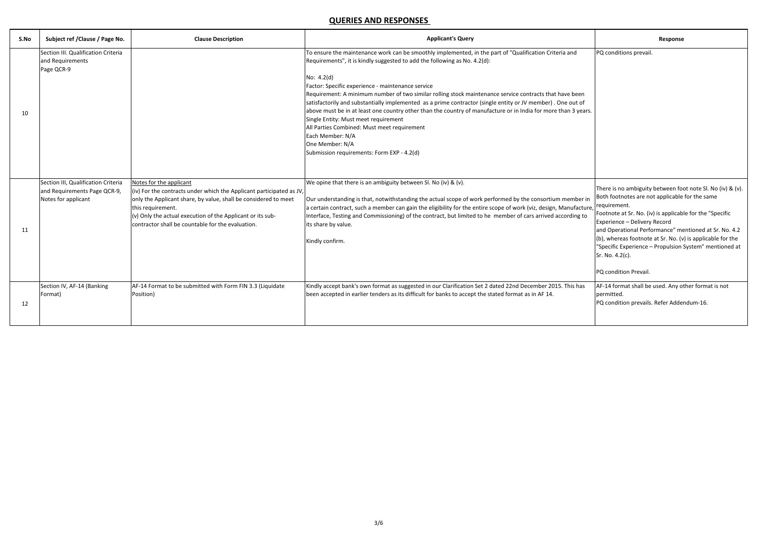## QUERIES AND RESPONSES

| S.No | Subject ref /Clause / Page No. | Clause Description | Applicant's Query | Response |
|---|---|---|---|---|
| 10 | Section III. Qualification Criteria and Requirements Page QCR-9 | | To ensure the maintenance work can be smoothly implemented, in the part of "Qualification Criteria and Requirements", it is kindly suggested to add the following as No. 4.2(d):<br><br>No: 4.2(d)<br>Factor: Specific experience - maintenance service<br>Requirement: A minimum number of two similar rolling stock maintenance service contracts that have been satisfactorily and substantially implemented as a prime contractor (single entity or JV member) . One out of above must be in at least one country other than the country of manufacture or in India for more than 3 years.<br>Single Entity: Must meet requirement<br>All Parties Combined: Must meet requirement<br>Each Member: N/A<br>One Member: N/A<br>Submission requirements: Form EXP - 4.2(d) | PQ conditions prevail. |
| 11 | Section III, Qualification Criteria and Requirements Page QCR-9, Notes for applicant | Notes for the applicant<br>(iv) For the contracts under which the Applicant participated as JV, only the Applicant share, by value, shall be considered to meet this requirement.<br>(v) Only the actual execution of the Applicant or its sub-contractor shall be countable for the evaluation. | We opine that there is an ambiguity between Sl. No (iv) & (v).<br><br>Our understanding is that, notwithstanding the actual scope of work performed by the consortium member in a certain contract, such a member can gain the eligibility for the entire scope of work (viz, design, Manufacture, Interface, Testing and Commissioning) of the contract, but limited to he member of cars arrived according to its share by value.<br><br>Kindly confirm. | There is no ambiguity between foot note Sl. No (iv) & (v). Both footnotes are not applicable for the same requirement.<br>Footnote at Sr. No. (iv) is applicable for the "Specific Experience – Delivery Record and Operational Performance" mentioned at Sr. No. 4.2 (b), whereas footnote at Sr. No. (v) is applicable for the "Specific Experience – Propulsion System" mentioned at Sr. No. 4.2(c).<br><br>PQ condition Prevail. |
| 12 | Section IV, AF-14 (Banking Format) | AF-14 Format to be submitted with Form FIN 3.3 (Liquidate Position) | Kindly accept bank's own format as suggested in our Clarification Set 2 dated 22nd December 2015. This has been accepted in earlier tenders as its difficult for banks to accept the stated format as in AF 14. | AF-14 format shall be used. Any other format is not permitted.<br>PQ condition prevails. Refer Addendum-16. |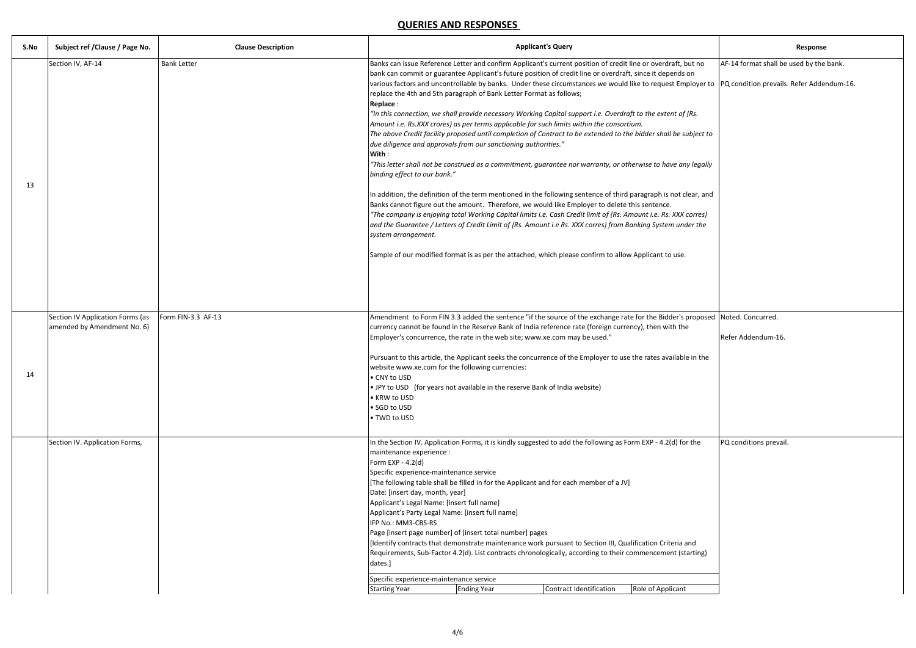## QUERIES AND RESPONSES

| S.No | Subject ref /Clause / Page No. | Clause Description | Applicant's Query | Response |
|---|---|---|---|---|
| 13 | Section IV, AF-14 | Bank Letter | Banks can issue Reference Letter and confirm Applicant's current position of credit line or overdraft, but no bank can commit or guarantee Applicant's future position of credit line or overdraft, since it depends on various factors and uncontrollable by banks. Under these circumstances we would like to request Employer to replace the 4th and 5th paragraph of Bank Letter Format as follows;<br>**Replace** :<br>*"In this connection, we shall provide necessary Working Capital support i.e. Overdraft to the extent of {Rs. Amount i.e. Rs.XXX crores} as per terms applicable for such limits within the consortium.<br>The above Credit facility proposed until completion of Contract to be extended to the bidder shall be subject to due diligence and approvals from our sanctioning authorities."*<br>**With** :<br>*"This letter shall not be construed as a commitment, guarantee nor warranty, or otherwise to have any legally binding effect to our bank."*<br><br>In addition, the definition of the term mentioned in the following sentence of third paragraph is not clear, and Banks cannot figure out the amount. Therefore, we would like Employer to delete this sentence.<br>*"The company is enjoying total Working Capital limits i.e. Cash Credit limit of {Rs. Amount i.e. Rs. XXX corres} and the Guarantee / Letters of Credit Limit of {Rs. Amount i.e Rs. XXX corres} from Banking System under the system arrangement.*<br><br>Sample of our modified format is as per the attached, which please confirm to allow Applicant to use. | AF-14 format shall be used by the bank.<br><br>PQ condition prevails. Refer Addendum-16. |
| 14 | Section IV Application Forms (as amended by Amendment No. 6) | Form FIN-3.3 AF-13 | Amendment to Form FIN 3.3 added the sentence "if the source of the exchange rate for the Bidder's proposed currency cannot be found in the Reserve Bank of India reference rate (foreign currency), then with the Employer's concurrence, the rate in the web site; www.xe.com may be used."<br><br>Pursuant to this article, the Applicant seeks the concurrence of the Employer to use the rates available in the website www.xe.com for the following currencies:<br>• CNY to USD<br>• JPY to USD (for years not available in the reserve Bank of India website)<br>• KRW to USD<br>• SGD to USD<br>• TWD to USD | Noted. Concurred.<br><br>Refer Addendum-16. |
| | Section IV. Application Forms, | | In the Section IV. Application Forms, it is kindly suggested to add the following as Form EXP - 4.2(d) for the maintenance experience :<br>Form EXP - 4.2(d)<br>Specific experience-maintenance service<br>[The following table shall be filled in for the Applicant and for each member of a JV]<br>Date: [insert day, month, year]<br>Applicant's Legal Name: [insert full name]<br>Applicant's Party Legal Name: [insert full name]<br>IFP No.: MM3-CBS-RS<br>Page [insert page number] of [insert total number] pages<br>[Identify contracts that demonstrate maintenance work pursuant to Section III, Qualification Criteria and Requirements, Sub-Factor 4.2(d). List contracts chronologically, according to their commencement (starting) dates.]<br><br>Specific experience-maintenance service<br>Starting Year / Ending Year / Contract Identification / Role of Applicant | PQ conditions prevail. |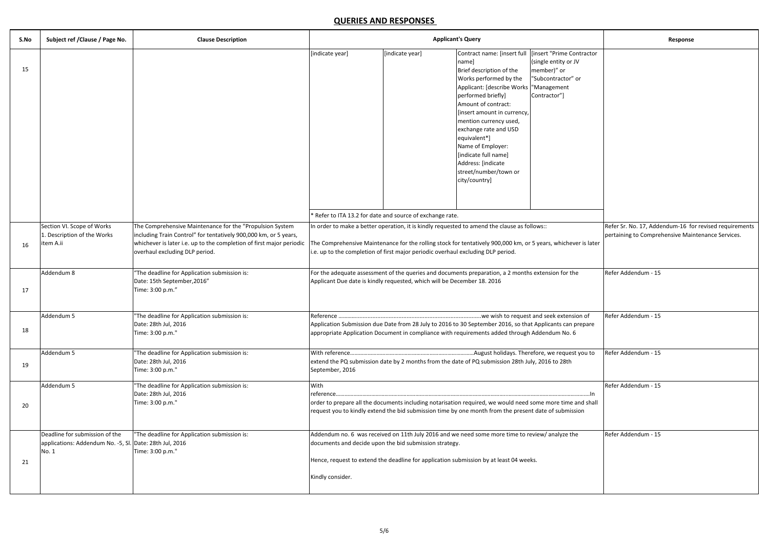## QUERIES AND RESPONSES

| S.No | Subject ref /Clause / Page No. | Clause Description | Applicant's Query | Response |
|---|---|---|---|---|
| 15 | | | [indicate year] \| [indicate year] \| Contract name: [insert full name] Brief description of the Works performed by the Applicant: [describe Works performed briefly] Amount of contract: [insert amount in currency, mention currency used, exchange rate and USD equivalent*] Name of Employer: [indicate full name] Address: [indicate street/number/town or city/country] \| [insert "Prime Contractor (single entity or JV member)" or "Subcontractor" or "Management Contractor"]<br><br>* Refer to ITA 13.2 for date and source of exchange rate. | |
| 16 | Section VI. Scope of Works 1. Description of the Works item A.ii | The Comprehensive Maintenance for the "Propulsion System including Train Control" for tentatively 900,000 km, or 5 years, whichever is later i.e. up to the completion of first major periodic overhaul excluding DLP period. | In order to make a better operation, it is kindly requested to amend the clause as follows::<br><br>The Comprehensive Maintenance for the rolling stock for tentatively 900,000 km, or 5 years, whichever is later i.e. up to the completion of first major periodic overhaul excluding DLP period. | Refer Sr. No. 17, Addendum-16 for revised requirements pertaining to Comprehensive Maintenance Services. |
| 17 | Addendum 8 | "The deadline for Application submission is: Date: 15th September,2016" Time: 3:00 p.m." | For the adequate assessment of the queries and documents preparation, a 2 months extension for the Applicant Due date is kindly requested, which will be December 18. 2016 | Refer Addendum - 15 |
| 18 | Addendum 5 | "The deadline for Application submission is: Date: 28th Jul, 2016 Time: 3:00 p.m." | Reference ……………………………………………………………………………we wish to request and seek extension of Application Submission due Date from 28 July to 2016 to 30 September 2016, so that Applicants can prepare appropriate Application Document in compliance with requirements added through Addendum No. 6 | Refer Addendum - 15 |
| 19 | Addendum 5 | "The deadline for Application submission is: Date: 28th Jul, 2016 Time: 3:00 p.m." | With reference…………………………………………………………………………August holidays. Therefore, we request you to extend the PQ submission date by 2 months from the date of PQ submission 28th July, 2016 to 28th September, 2016 | Refer Addendum - 15 |
| 20 | Addendum 5 | "The deadline for Application submission is: Date: 28th Jul, 2016 Time: 3:00 p.m." | With reference……………………………………………………………………………………………………………………………In order to prepare all the documents including notarisation required, we would need some more time and shall request you to kindly extend the bid submission time by one month from the present date of submission | Refer Addendum - 15 |
| 21 | Deadline for submission of the applications: Addendum No. -5, Sl. No. 1 | "The deadline for Application submission is: Date: 28th Jul, 2016 Time: 3:00 p.m." | Addendum no. 6 was received on 11th July 2016 and we need some more time to review/ analyze the documents and decide upon the bid submission strategy.<br><br>Hence, request to extend the deadline for application submission by at least 04 weeks.<br><br>Kindly consider. | Refer Addendum - 15 |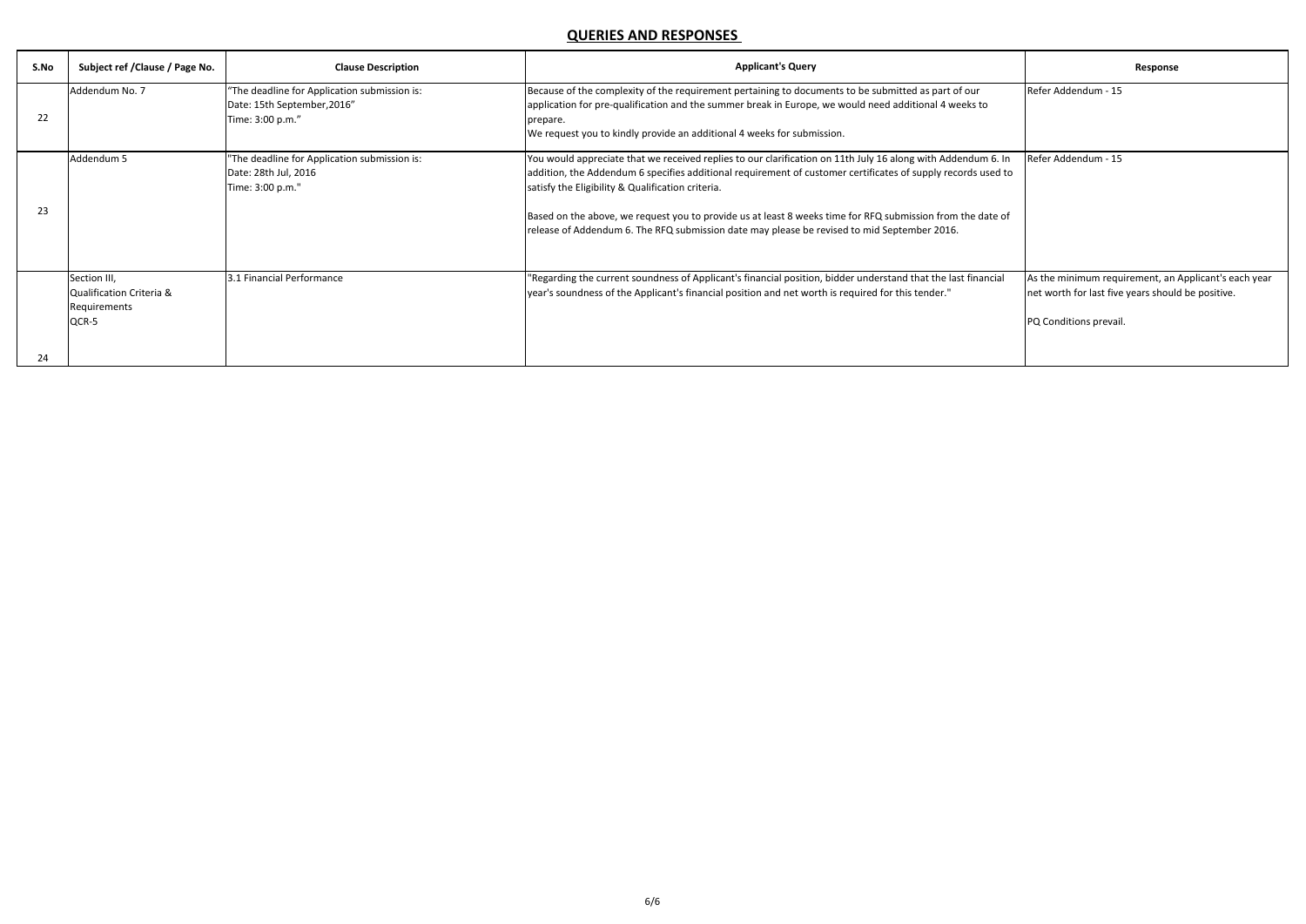## QUERIES AND RESPONSES

| S.No | Subject ref /Clause / Page No. | Clause Description | Applicant's Query | Response |
|---|---|---|---|---|
| 22 | Addendum No. 7 | "The deadline for Application submission is:<br>Date: 15th September,2016"<br>Time: 3:00 p.m." | Because of the complexity of the requirement pertaining to documents to be submitted as part of our application for pre-qualification and the summer break in Europe, we would need additional 4 weeks to prepare.<br>We request you to kindly provide an additional 4 weeks for submission. | Refer Addendum - 15 |
| 23 | Addendum 5 | "The deadline for Application submission is:<br>Date: 28th Jul, 2016<br>Time: 3:00 p.m." | You would appreciate that we received replies to our clarification on 11th July 16 along with Addendum 6. In addition, the Addendum 6 specifies additional requirement of customer certificates of supply records used to satisfy the Eligibility & Qualification criteria.<br><br>Based on the above, we request you to provide us at least 8 weeks time for RFQ submission from the date of release of Addendum 6. The RFQ submission date may please be revised to mid September 2016. | Refer Addendum - 15 |
| 24 | Section III,<br>Qualification Criteria & Requirements<br>QCR-5 | 3.1 Financial Performance | "Regarding the current soundness of Applicant's financial position, bidder understand that the last financial year's soundness of the Applicant's financial position and net worth is required for this tender." | As the minimum requirement, an Applicant's each year net worth for last five years should be positive.<br><br>PQ Conditions prevail. |